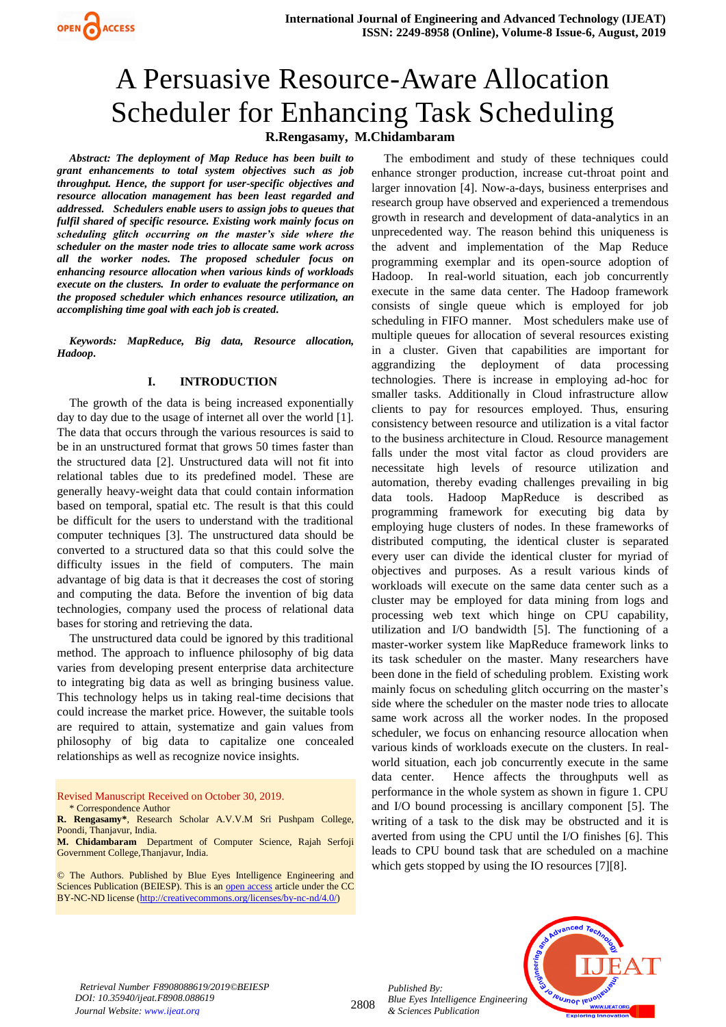# A Persuasive Resource-Aware Allocation Scheduler for Enhancing Task Scheduling

**R.Rengasamy, M.Chidambaram**

***Abstract: The deployment of Map Reduce has been built to grant enhancements to total system objectives such as job throughput. Hence, the support for user-specific objectives and resource allocation management has been least regarded and addressed. Schedulers enable users to assign jobs to queues that fulfil shared of specific resource. Existing work mainly focus on scheduling glitch occurring on the master's side where the scheduler on the master node tries to allocate same work across all the worker nodes. The proposed scheduler focus on enhancing resource allocation when various kinds of workloads execute on the clusters. In order to evaluate the performance on the proposed scheduler which enhances resource utilization, an accomplishing time goal with each job is created.***

***Keywords: MapReduce, Big data, Resource allocation, Hadoop.***

## I. INTRODUCTION

The growth of the data is being increased exponentially day to day due to the usage of internet all over the world [1]. The data that occurs through the various resources is said to be in an unstructured format that grows 50 times faster than the structured data [2]. Unstructured data will not fit into relational tables due to its predefined model. These are generally heavy-weight data that could contain information based on temporal, spatial etc. The result is that this could be difficult for the users to understand with the traditional computer techniques [3]. The unstructured data should be converted to a structured data so that this could solve the difficulty issues in the field of computers. The main advantage of big data is that it decreases the cost of storing and computing the data. Before the invention of big data technologies, company used the process of relational data bases for storing and retrieving the data.

The unstructured data could be ignored by this traditional method. The approach to influence philosophy of big data varies from developing present enterprise data architecture to integrating big data as well as bringing business value. This technology helps us in taking real-time decisions that could increase the market price. However, the suitable tools are required to attain, systematize and gain values from philosophy of big data to capitalize one concealed relationships as well as recognize novice insights.

Revised Manuscript Received on October 30, 2019.

\* Correspondence Author

**R. Rengasamy***, Research Scholar A.V.V.M Sri Pushpam College, Poondi, Thanjavur, India.

**M. Chidambaram** Department of Computer Science, Rajah Serfoji Government College,Thanjavur, India.

© The Authors. Published by Blue Eyes Intelligence Engineering and Sciences Publication (BEIESP). This is an open access article under the CC BY-NC-ND license (http://creativecommons.org/licenses/by-nc-nd/4.0/)

The embodiment and study of these techniques could enhance stronger production, increase cut-throat point and larger innovation [4]. Now-a-days, business enterprises and research group have observed and experienced a tremendous growth in research and development of data-analytics in an unprecedented way. The reason behind this uniqueness is the advent and implementation of the Map Reduce programming exemplar and its open-source adoption of Hadoop. In real-world situation, each job concurrently execute in the same data center. The Hadoop framework consists of single queue which is employed for job scheduling in FIFO manner. Most schedulers make use of multiple queues for allocation of several resources existing in a cluster. Given that capabilities are important for aggrandizing the deployment of data processing technologies. There is increase in employing ad-hoc for smaller tasks. Additionally in Cloud infrastructure allow clients to pay for resources employed. Thus, ensuring consistency between resource and utilization is a vital factor to the business architecture in Cloud. Resource management falls under the most vital factor as cloud providers are necessitate high levels of resource utilization and automation, thereby evading challenges prevailing in big data tools. Hadoop MapReduce is described as programming framework for executing big data by employing huge clusters of nodes. In these frameworks of distributed computing, the identical cluster is separated every user can divide the identical cluster for myriad of objectives and purposes. As a result various kinds of workloads will execute on the same data center such as a cluster may be employed for data mining from logs and processing web text which hinge on CPU capability, utilization and I/O bandwidth [5]. The functioning of a master-worker system like MapReduce framework links to its task scheduler on the master. Many researchers have been done in the field of scheduling problem. Existing work mainly focus on scheduling glitch occurring on the master's side where the scheduler on the master node tries to allocate same work across all the worker nodes. In the proposed scheduler, we focus on enhancing resource allocation when various kinds of workloads execute on the clusters. In real-world situation, each job concurrently execute in the same data center. Hence affects the throughputs well as performance in the whole system as shown in figure 1. CPU and I/O bound processing is ancillary component [5]. The writing of a task to the disk may be obstructed and it is averted from using the CPU until the I/O finishes [6]. This leads to CPU bound task that are scheduled on a machine which gets stopped by using the IO resources [7][8].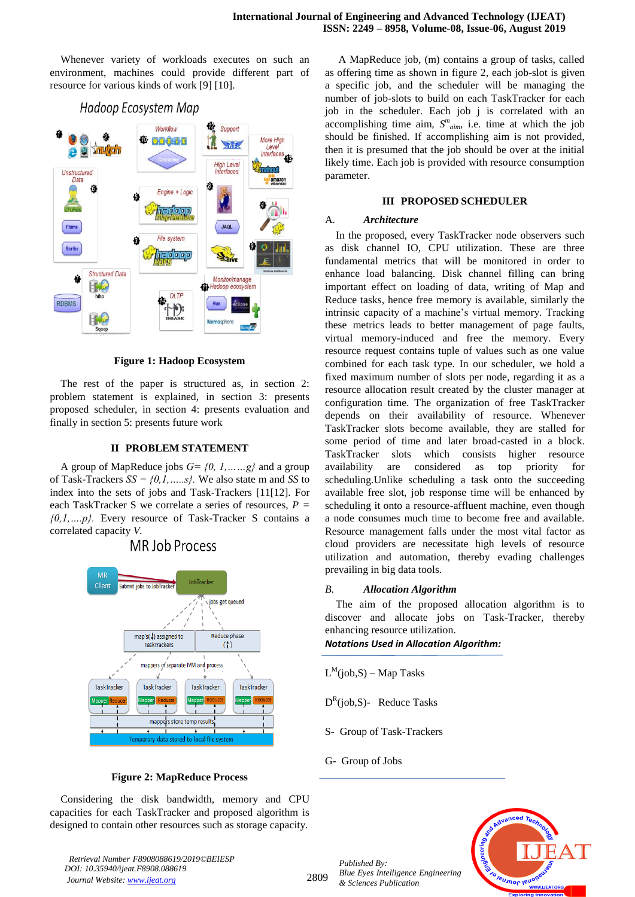Whenever variety of workloads executes on such an environment, machines could provide different part of resource for various kinds of work [9] [10].

Figure 1: Hadoop Ecosystem

The rest of the paper is structured as, in section 2: problem statement is explained, in section 3: presents proposed scheduler, in section 4: presents evaluation and finally in section 5: presents future work

## II PROBLEM STATEMENT

A group of MapReduce jobs $G= \{0, 1,\ldots\ldots g\}$ and a group of Task-Trackers $SS = \{0,1,\ldots\ldots s\}$. We also state m and $SS$ to index into the sets of jobs and Task-Trackers [11[12]. For each TaskTracker S we correlate a series of resources, $P = \{0,1,\ldots.p\}$. Every resource of Task-Tracker S contains a correlated capacity $V$.

Figure 2: MapReduce Process

Considering the disk bandwidth, memory and CPU capacities for each TaskTracker and proposed algorithm is designed to contain other resources such as storage capacity.

A MapReduce job, (m) contains a group of tasks, called as offering time as shown in figure 2, each job-slot is given a specific job, and the scheduler will be managing the number of job-slots to build on each TaskTracker for each job in the scheduler. Each job j is correlated with an accomplishing time aim, $S^{m}_{aim}$, i.e. time at which the job should be finished. If accomplishing aim is not provided, then it is presumed that the job should be over at the initial likely time. Each job is provided with resource consumption parameter.

## III PROPOSED SCHEDULER

### A. *Architecture*

In the proposed, every TaskTracker node observers such as disk channel IO, CPU utilization. These are three fundamental metrics that will be monitored in order to enhance load balancing. Disk channel filling can bring important effect on loading of data, writing of Map and Reduce tasks, hence free memory is available, similarly the intrinsic capacity of a machine's virtual memory. Tracking these metrics leads to better management of page faults, virtual memory-induced and free the memory. Every resource request contains tuple of values such as one value combined for each task type. In our scheduler, we hold a fixed maximum number of slots per node, regarding it as a resource allocation result created by the cluster manager at configuration time. The organization of free TaskTracker depends on their availability of resource. Whenever TaskTracker slots become available, they are stalled for some period of time and later broad-casted in a block. TaskTracker slots which consists higher resource availability are considered as top priority for scheduling.Unlike scheduling a task onto the succeeding available free slot, job response time will be enhanced by scheduling it onto a resource-affluent machine, even though a node consumes much time to become free and available. Resource management falls under the most vital factor as cloud providers are necessitate high levels of resource utilization and automation, thereby evading challenges prevailing in big data tools.

### B. *Allocation Algorithm*

The aim of the proposed allocation algorithm is to discover and allocate jobs on Task-Tracker, thereby enhancing resource utilization.

***Notations Used in Allocation Algorithm:***

$L^{M}$(job,S) – Map Tasks

$D^{R}$(job,S)- Reduce Tasks

S- Group of Task-Trackers

G- Group of Jobs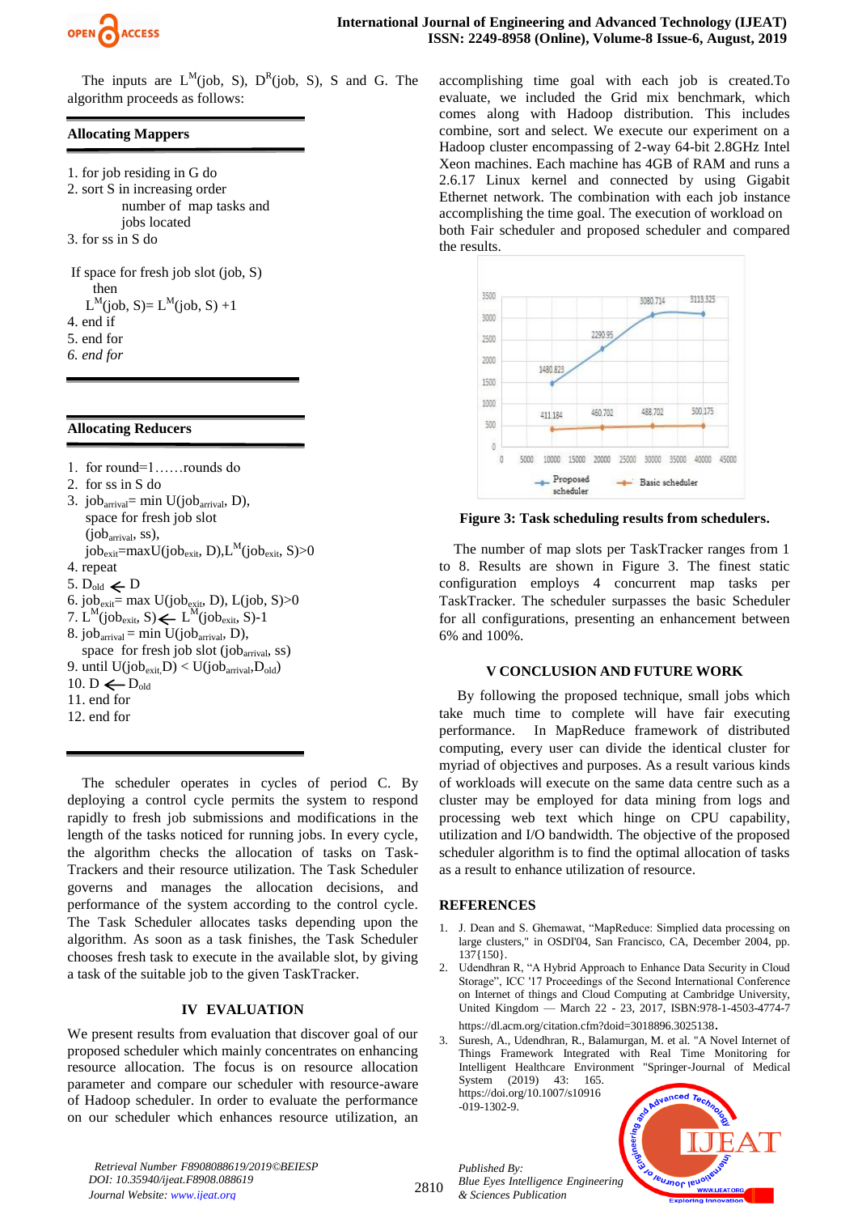The inputs are $L^M(\text{job, S})$, $D^R(\text{job, S})$, S and G. The algorithm proceeds as follows:

**Allocating Mappers**

1. for job residing in G do
2. sort S in increasing order number of map tasks and jobs located
3. for ss in S do

If space for fresh job slot (job, S) then
$L^M(\text{job, S}) = L^M(\text{job, S}) + 1$
4. end if
5. end for
6. *end for*

**Allocating Reducers**

1. for round=1……rounds do
2. for ss in S do
3. $\text{job}_{arrival}$= min U($\text{job}_{arrival}$, D), space for fresh job slot ($\text{job}_{arrival}$, ss), $\text{job}_{exit}$=maxU($\text{job}_{exit}$, D),$L^M(\text{job}_{exit}, S)>0$
4. repeat
5. $D_{old} \leftarrow D$
6. $\text{job}_{exit}$= max U($\text{job}_{exit}$, D), L(job, S)>0
7. $L^M(\text{job}_{exit}, S) \leftarrow L^M(\text{job}_{exit}, S)-1$
8. $\text{job}_{arrival}$ = min U($\text{job}_{arrival}$, D), space for fresh job slot ($\text{job}_{arrival}$, ss)
9. until U($\text{job}_{exit}$,D) < U($\text{job}_{arrival}$,$D_{old}$)
10. $D \leftarrow D_{old}$
11. end for
12. end for

The scheduler operates in cycles of period C. By deploying a control cycle permits the system to respond rapidly to fresh job submissions and modifications in the length of the tasks noticed for running jobs. In every cycle, the algorithm checks the allocation of tasks on Task-Trackers and their resource utilization. The Task Scheduler governs and manages the allocation decisions, and performance of the system according to the control cycle. The Task Scheduler allocates tasks depending upon the algorithm. As soon as a task finishes, the Task Scheduler chooses fresh task to execute in the available slot, by giving a task of the suitable job to the given TaskTracker.

## IV EVALUATION

We present results from evaluation that discover goal of our proposed scheduler which mainly concentrates on enhancing resource allocation. The focus is on resource allocation parameter and compare our scheduler with resource-aware of Hadoop scheduler. In order to evaluate the performance on our scheduler which enhances resource utilization, an accomplishing time goal with each job is created.To evaluate, we included the Grid mix benchmark, which comes along with Hadoop distribution. This includes combine, sort and select. We execute our experiment on a Hadoop cluster encompassing of 2-way 64-bit 2.8GHz Intel Xeon machines. Each machine has 4GB of RAM and runs a 2.6.17 Linux kernel and connected by using Gigabit Ethernet network. The combination with each job instance accomplishing the time goal. The execution of workload on both Fair scheduler and proposed scheduler and compared the results.

**Figure 3: Task scheduling results from schedulers.**

The number of map slots per TaskTracker ranges from 1 to 8. Results are shown in Figure 3. The finest static configuration employs 4 concurrent map tasks per TaskTracker. The scheduler surpasses the basic Scheduler for all configurations, presenting an enhancement between 6% and 100%.

## V CONCLUSION AND FUTURE WORK

By following the proposed technique, small jobs which take much time to complete will have fair executing performance. In MapReduce framework of distributed computing, every user can divide the identical cluster for myriad of objectives and purposes. As a result various kinds of workloads will execute on the same data centre such as a cluster may be employed for data mining from logs and processing web text which hinge on CPU capability, utilization and I/O bandwidth. The objective of the proposed scheduler algorithm is to find the optimal allocation of tasks as a result to enhance utilization of resource.

## REFERENCES

1. J. Dean and S. Ghemawat, "MapReduce: Simplied data processing on large clusters," in OSDI'04, San Francisco, CA, December 2004, pp. 137{150}.
2. Udendhran R, "A Hybrid Approach to Enhance Data Security in Cloud Storage", ICC '17 Proceedings of the Second International Conference on Internet of things and Cloud Computing at Cambridge University, United Kingdom — March 22 - 23, 2017, ISBN:978-1-4503-4774-7 https://dl.acm.org/citation.cfm?doid=3018896.3025138.
3. Suresh, A., Udendhran, R., Balamurgan, M. et al. "A Novel Internet of Things Framework Integrated with Real Time Monitoring for Intelligent Healthcare Environment "Springer-Journal of Medical System (2019) 43: 165. https://doi.org/10.1007/s10916-019-1302-9.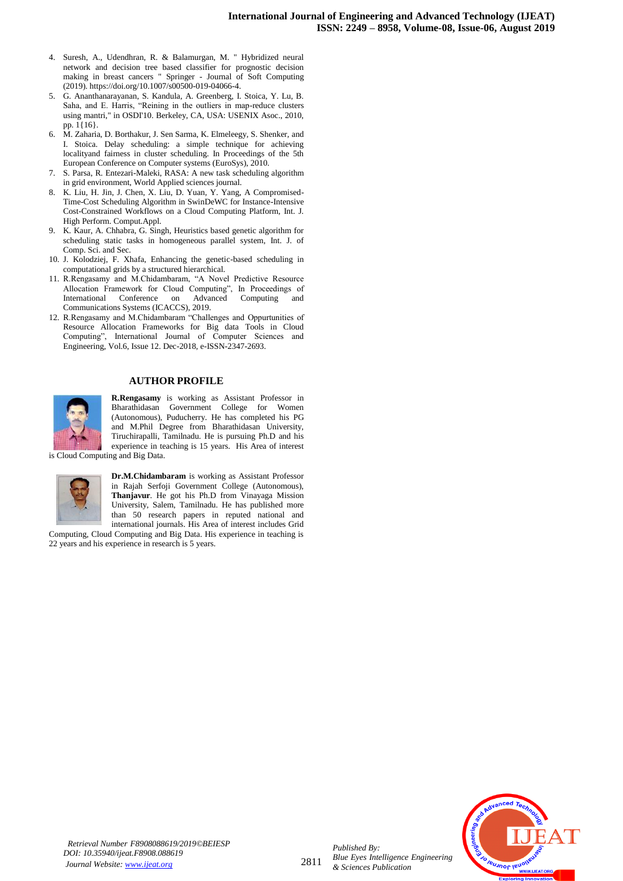4. Suresh, A., Udendhran, R. & Balamurgan, M. " Hybridized neural network and decision tree based classifier for prognostic decision making in breast cancers " Springer - Journal of Soft Computing (2019). https://doi.org/10.1007/s00500-019-04066-4.
5. G. Ananthanarayanan, S. Kandula, A. Greenberg, I. Stoica, Y. Lu, B. Saha, and E. Harris, “Reining in the outliers in map-reduce clusters using mantri," in OSDI'10. Berkeley, CA, USA: USENIX Asoc., 2010, pp. 1{16}.
6. M. Zaharia, D. Borthakur, J. Sen Sarma, K. Elmeleegy, S. Shenker, and I. Stoica. Delay scheduling: a simple technique for achieving localityand fairness in cluster scheduling. In Proceedings of the 5th European Conference on Computer systems (EuroSys), 2010.
7. S. Parsa, R. Entezari-Maleki, RASA: A new task scheduling algorithm in grid environment, World Applied sciences journal.
8. K. Liu, H. Jin, J. Chen, X. Liu, D. Yuan, Y. Yang, A Compromised-Time-Cost Scheduling Algorithm in SwinDeWC for Instance-Intensive Cost-Constrained Workflows on a Cloud Computing Platform, Int. J. High Perform. Comput.Appl.
9. K. Kaur, A. Chhabra, G. Singh, Heuristics based genetic algorithm for scheduling static tasks in homogeneous parallel system, Int. J. of Comp. Sci. and Sec.
10. J. Kolodziej, F. Xhafa, Enhancing the genetic-based scheduling in computational grids by a structured hierarchical.
11. R.Rengasamy and M.Chidambaram, “A Novel Predictive Resource Allocation Framework for Cloud Computing”, In Proceedings of International Conference on Advanced Computing and Communications Systems (ICACCS), 2019.
12. R.Rengasamy and M.Chidambaram “Challenges and Oppurtunities of Resource Allocation Frameworks for Big data Tools in Cloud Computing”, International Journal of Computer Sciences and Engineering, Vol.6, Issue 12. Dec-2018, e-ISSN-2347-2693.

## AUTHOR PROFILE

**R.Rengasamy** is working as Assistant Professor in Bharathidasan Government College for Women (Autonomous), Puducherry. He has completed his PG and M.Phil Degree from Bharathidasan University, Tiruchirapalli, Tamilnadu. He is pursuing Ph.D and his experience in teaching is 15 years. His Area of interest is Cloud Computing and Big Data.

**Dr.M.Chidambaram** is working as Assistant Professor in Rajah Serfoji Government College (Autonomous), **Thanjavur**. He got his Ph.D from Vinayaga Mission University, Salem, Tamilnadu. He has published more than 50 research papers in reputed national and international journals. His Area of interest includes Grid Computing, Cloud Computing and Big Data. His experience in teaching is 22 years and his experience in research is 5 years.